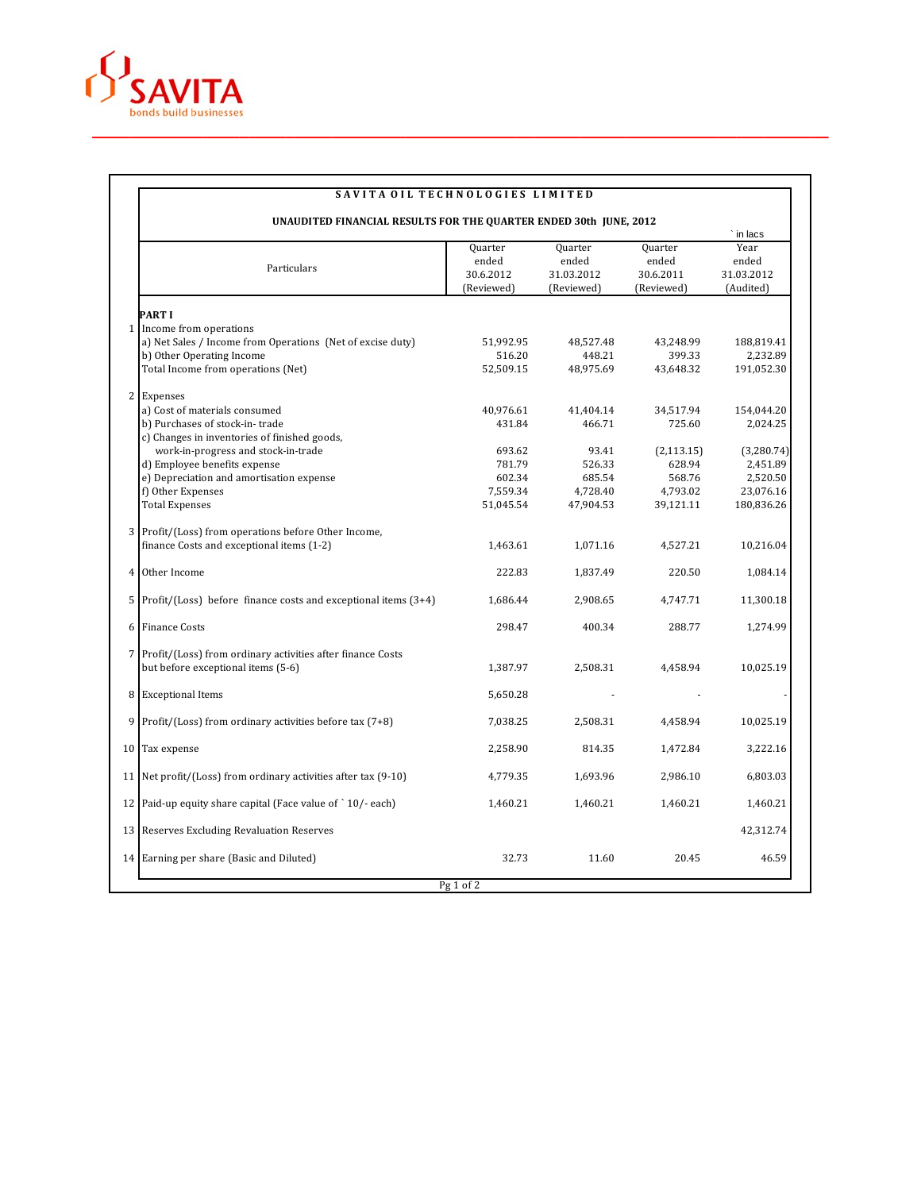SAVITA
bonds build businesses

# SAVITA OIL TECHNOLOGIES LIMITED

## UNAUDITED FINANCIAL RESULTS FOR THE QUARTER ENDED 30th JUNE, 2012

` in lacs

| | Particulars | Quarter ended 30.6.2012 (Reviewed) | Quarter ended 31.03.2012 (Reviewed) | Quarter ended 30.6.2011 (Reviewed) | Year ended 31.03.2012 (Audited) |
|---|---|---|---|---|---|
| | **PART I** | | | | |
| 1 | Income from operations | | | | |
| | a) Net Sales / Income from Operations (Net of excise duty) | 51,992.95 | 48,527.48 | 43,248.99 | 188,819.41 |
| | b) Other Operating Income | 516.20 | 448.21 | 399.33 | 2,232.89 |
| | Total Income from operations (Net) | 52,509.15 | 48,975.69 | 43,648.32 | 191,052.30 |
| 2 | Expenses | | | | |
| | a) Cost of materials consumed | 40,976.61 | 41,404.14 | 34,517.94 | 154,044.20 |
| | b) Purchases of stock-in- trade | 431.84 | 466.71 | 725.60 | 2,024.25 |
| | c) Changes in inventories of finished goods, work-in-progress and stock-in-trade | 693.62 | 93.41 | (2,113.15) | (3,280.74) |
| | d) Employee benefits expense | 781.79 | 526.33 | 628.94 | 2,451.89 |
| | e) Depreciation and amortisation expense | 602.34 | 685.54 | 568.76 | 2,520.50 |
| | f) Other Expenses | 7,559.34 | 4,728.40 | 4,793.02 | 23,076.16 |
| | Total Expenses | 51,045.54 | 47,904.53 | 39,121.11 | 180,836.26 |
| 3 | Profit/(Loss) from operations before Other Income, finance Costs and exceptional items (1-2) | 1,463.61 | 1,071.16 | 4,527.21 | 10,216.04 |
| 4 | Other Income | 222.83 | 1,837.49 | 220.50 | 1,084.14 |
| 5 | Profit/(Loss) before finance costs and exceptional items (3+4) | 1,686.44 | 2,908.65 | 4,747.71 | 11,300.18 |
| 6 | Finance Costs | 298.47 | 400.34 | 288.77 | 1,274.99 |
| 7 | Profit/(Loss) from ordinary activities after finance Costs but before exceptional items (5-6) | 1,387.97 | 2,508.31 | 4,458.94 | 10,025.19 |
| 8 | Exceptional Items | 5,650.28 | - | - | - |
| 9 | Profit/(Loss) from ordinary activities before tax (7+8) | 7,038.25 | 2,508.31 | 4,458.94 | 10,025.19 |
| 10 | Tax expense | 2,258.90 | 814.35 | 1,472.84 | 3,222.16 |
| 11 | Net profit/(Loss) from ordinary activities after tax (9-10) | 4,779.35 | 1,693.96 | 2,986.10 | 6,803.03 |
| 12 | Paid-up equity share capital (Face value of ` 10/- each) | 1,460.21 | 1,460.21 | 1,460.21 | 1,460.21 |
| 13 | Reserves Excluding Revaluation Reserves | | | | 42,312.74 |
| 14 | Earning per share (Basic and Diluted) | 32.73 | 11.60 | 20.45 | 46.59 |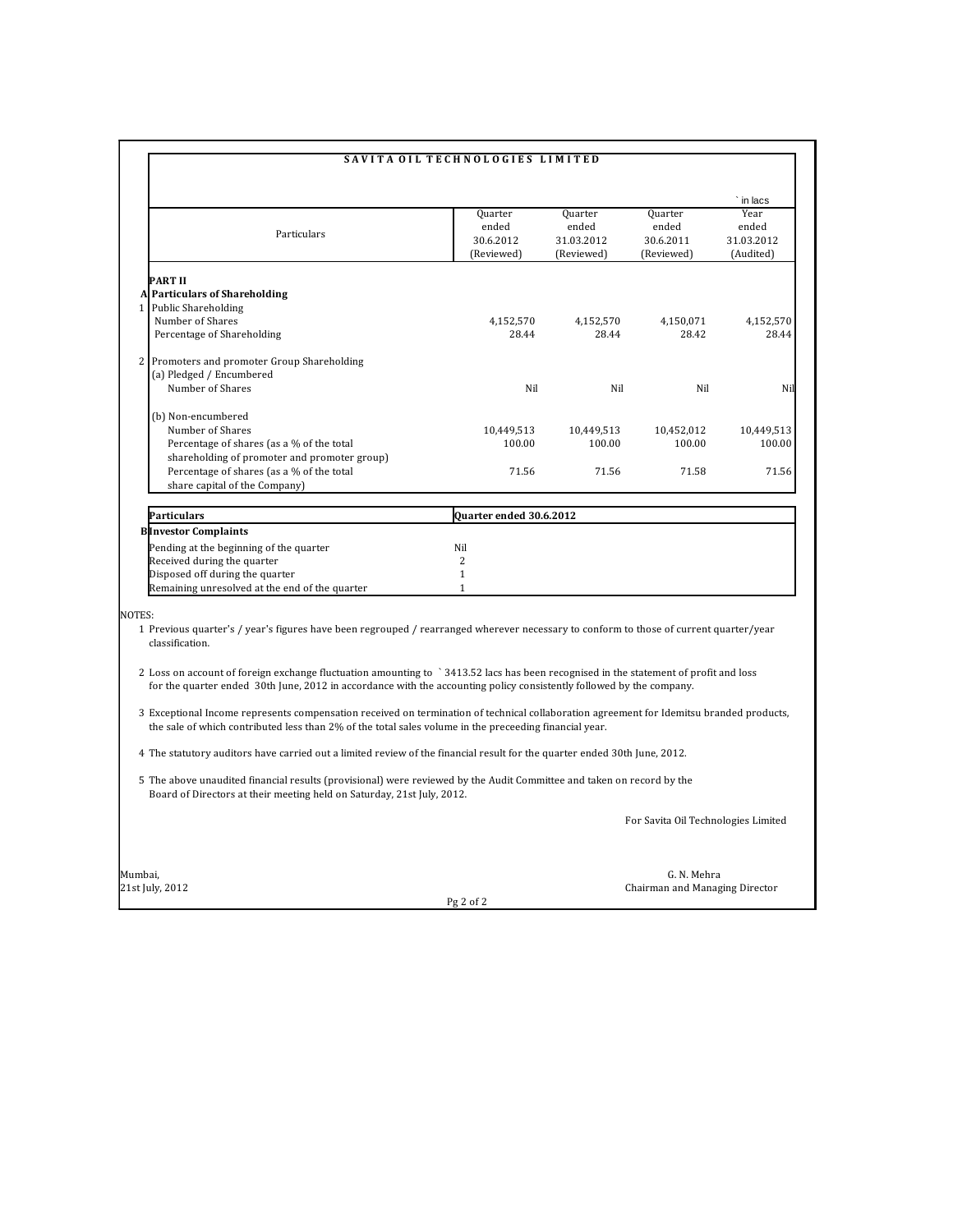# SAVITA OIL TECHNOLOGIES LIMITED

` in lacs

| | Particulars | Quarter ended 30.6.2012 (Reviewed) | Quarter ended 31.03.2012 (Reviewed) | Quarter ended 30.6.2011 (Reviewed) | Year ended 31.03.2012 (Audited) |
|---|---|---|---|---|---|
| | **PART II** | | | | |
| **A** | **Particulars of Shareholding** | | | | |
| 1 | Public Shareholding | | | | |
| | Number of Shares | 4,152,570 | 4,152,570 | 4,150,071 | 4,152,570 |
| | Percentage of Shareholding | 28.44 | 28.44 | 28.42 | 28.44 |
| 2 | Promoters and promoter Group Shareholding | | | | |
| | (a) Pledged / Encumbered | | | | |
| | Number of Shares | Nil | Nil | Nil | Nil |
| | (b) Non-encumbered | | | | |
| | Number of Shares | 10,449,513 | 10,449,513 | 10,452,012 | 10,449,513 |
| | Percentage of shares (as a % of the total shareholding of promoter and promoter group) | 100.00 | 100.00 | 100.00 | 100.00 |
| | Percentage of shares (as a % of the total share capital of the Company) | 71.56 | 71.56 | 71.58 | 71.56 |

| | Particulars | Quarter ended 30.6.2012 |
|---|---|---|
| **B** | **Investor Complaints** | |
| | Pending at the beginning of the quarter | Nil |
| | Received during the quarter | 2 |
| | Disposed off during the quarter | 1 |
| | Remaining unresolved at the end of the quarter | 1 |

NOTES:

1. Previous quarter's / year's figures have been regrouped / rearranged wherever necessary to conform to those of current quarter/year classification.

2. Loss on account of foreign exchange fluctuation amounting to ` 3413.52 lacs has been recognised in the statement of profit and loss for the quarter ended 30th June, 2012 in accordance with the accounting policy consistently followed by the company.

3. Exceptional Income represents compensation received on termination of technical collaboration agreement for Idemitsu branded products, the sale of which contributed less than 2% of the total sales volume in the preceeding financial year.

4. The statutory auditors have carried out a limited review of the financial result for the quarter ended 30th June, 2012.

5. The above unaudited financial results (provisional) were reviewed by the Audit Committee and taken on record by the Board of Directors at their meeting held on Saturday, 21st July, 2012.

For Savita Oil Technologies Limited

Mumbai,
21st July, 2012

G. N. Mehra
Chairman and Managing Director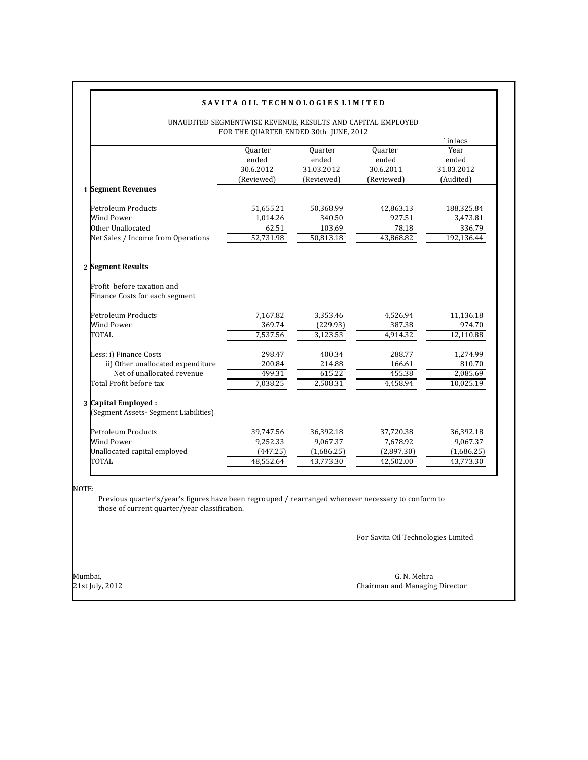**S A V I T A O I L T E C H N O L O G I E S L I M I T E D**

UNAUDITED SEGMENTWISE REVENUE, RESULTS AND CAPITAL EMPLOYED
FOR THE QUARTER ENDED 30th JUNE, 2012

` in lacs

| | | Quarter ended 30.6.2012 (Reviewed) | Quarter ended 31.03.2012 (Reviewed) | Quarter ended 30.6.2011 (Reviewed) | Year ended 31.03.2012 (Audited) |
|---|---|---|---|---|---|
| 1 | **Segment Revenues** | | | | |
| | Petroleum Products | 51,655.21 | 50,368.99 | 42,863.13 | 188,325.84 |
| | Wind Power | 1,014.26 | 340.50 | 927.51 | 3,473.81 |
| | Other Unallocated | 62.51 | 103.69 | 78.18 | 336.79 |
| | Net Sales / Income from Operations | 52,731.98 | 50,813.18 | 43,868.82 | 192,136.44 |
| 2 | **Segment Results** | | | | |
| | Profit before taxation and Finance Costs for each segment | | | | |
| | Petroleum Products | 7,167.82 | 3,353.46 | 4,526.94 | 11,136.18 |
| | Wind Power | 369.74 | (229.93) | 387.38 | 974.70 |
| | TOTAL | 7,537.56 | 3,123.53 | 4,914.32 | 12,110.88 |
| | Less: i) Finance Costs | 298.47 | 400.34 | 288.77 | 1,274.99 |
| | ii) Other unallocated expenditure | 200.84 | 214.88 | 166.61 | 810.70 |
| | Net of unallocated revenue | 499.31 | 615.22 | 455.38 | 2,085.69 |
| | Total Profit before tax | 7,038.25 | 2,508.31 | 4,458.94 | 10,025.19 |
| 3 | **Capital Employed :** (Segment Assets- Segment Liabilities) | | | | |
| | Petroleum Products | 39,747.56 | 36,392.18 | 37,720.38 | 36,392.18 |
| | Wind Power | 9,252.33 | 9,067.37 | 7,678.92 | 9,067.37 |
| | Unallocated capital employed | (447.25) | (1,686.25) | (2,897.30) | (1,686.25) |
| | TOTAL | 48,552.64 | 43,773.30 | 42,502.00 | 43,773.30 |

NOTE:

Previous quarter's/year's figures have been regrouped / rearranged wherever necessary to conform to those of current quarter/year classification.

For Savita Oil Technologies Limited

G. N. Mehra
Chairman and Managing Director

Mumbai,
21st July, 2012